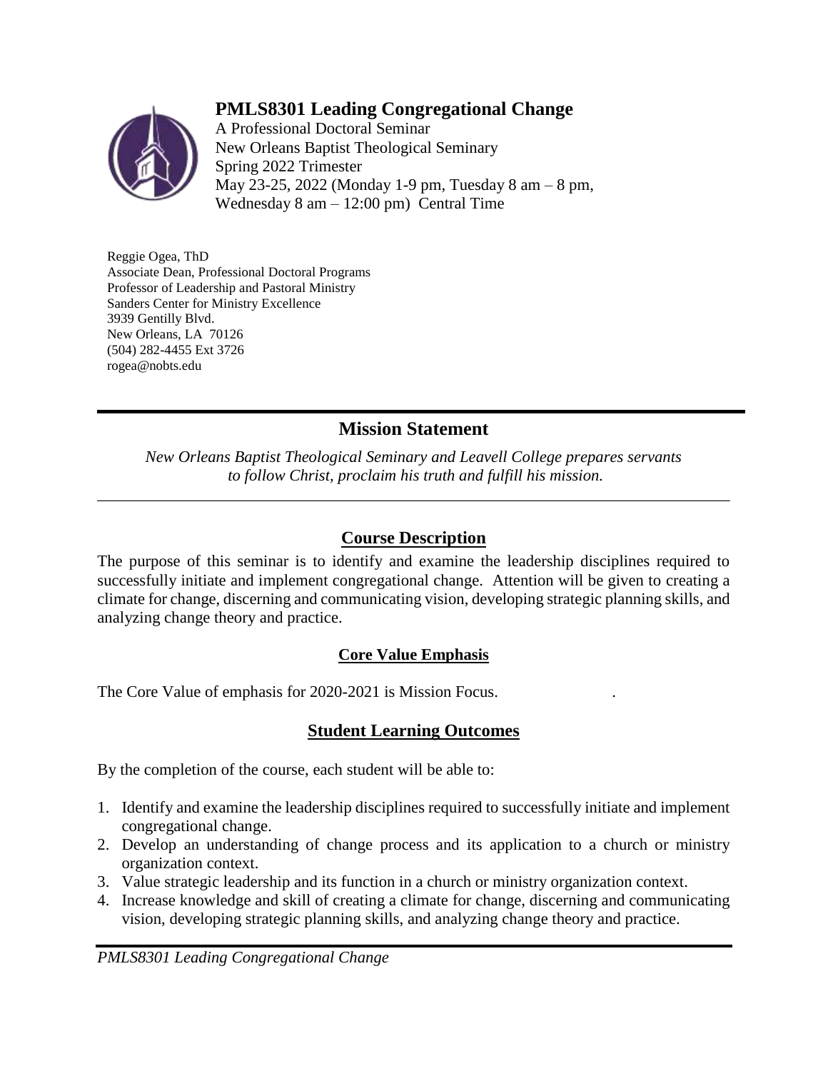# PMLS8301 Leading Congregational Change

A Professional Doctoral Seminar
New Orleans Baptist Theological Seminary
Spring 2022 Trimester
May 23-25, 2022 (Monday 1-9 pm, Tuesday 8 am – 8 pm, Wednesday 8 am – 12:00 pm) Central Time

Reggie Ogea, ThD
Associate Dean, Professional Doctoral Programs
Professor of Leadership and Pastoral Ministry
Sanders Center for Ministry Excellence
3939 Gentilly Blvd.
New Orleans, LA 70126
(504) 282-4455 Ext 3726
rogea@nobts.edu

## Mission Statement

*New Orleans Baptist Theological Seminary and Leavell College prepares servants to follow Christ, proclaim his truth and fulfill his mission.*

---

## Course Description

The purpose of this seminar is to identify and examine the leadership disciplines required to successfully initiate and implement congregational change. Attention will be given to creating a climate for change, discerning and communicating vision, developing strategic planning skills, and analyzing change theory and practice.

## Core Value Emphasis

The Core Value of emphasis for 2020-2021 is Mission Focus.

## Student Learning Outcomes

By the completion of the course, each student will be able to:

1. Identify and examine the leadership disciplines required to successfully initiate and implement congregational change.
2. Develop an understanding of change process and its application to a church or ministry organization context.
3. Value strategic leadership and its function in a church or ministry organization context.
4. Increase knowledge and skill of creating a climate for change, discerning and communicating vision, developing strategic planning skills, and analyzing change theory and practice.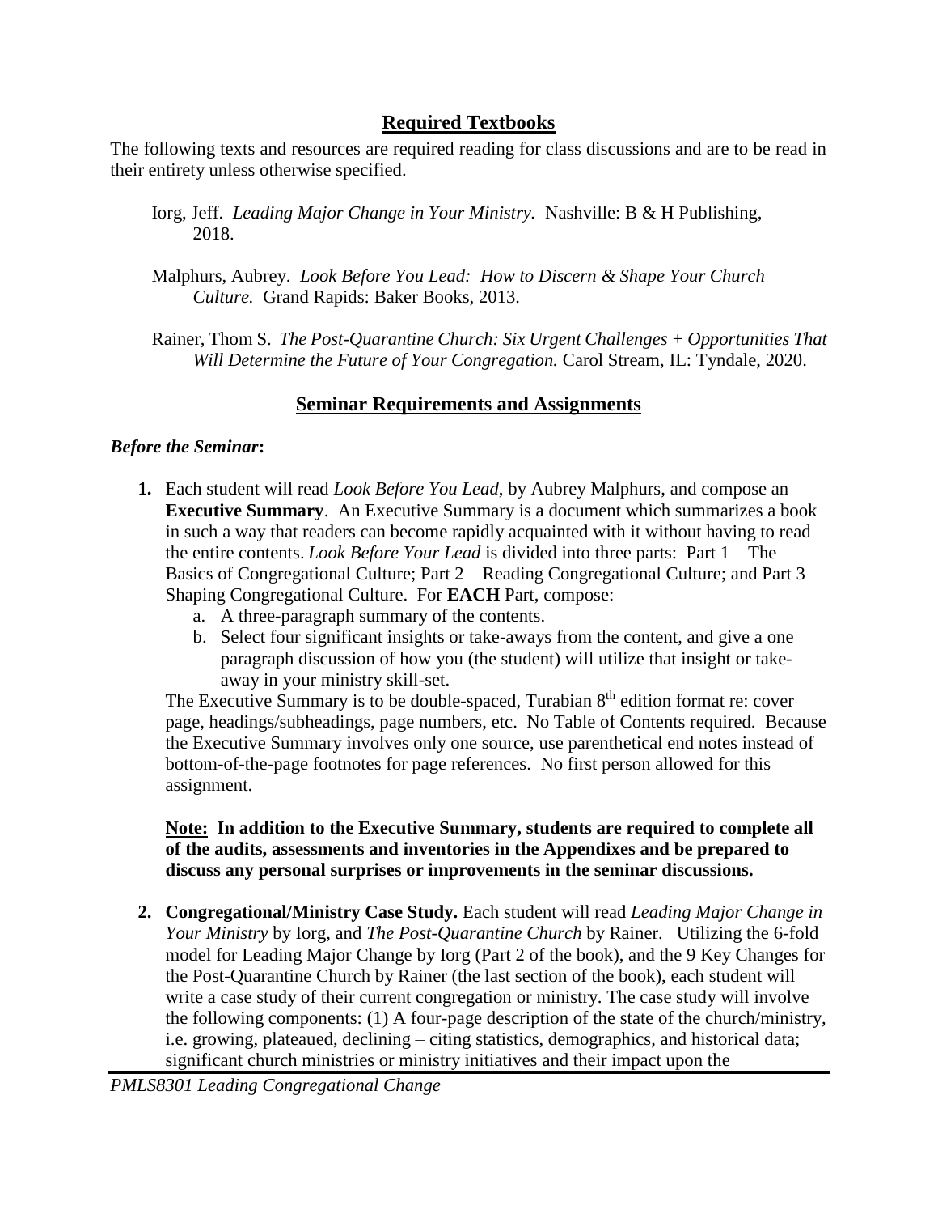## Required Textbooks

The following texts and resources are required reading for class discussions and are to be read in their entirety unless otherwise specified.

Iorg, Jeff. *Leading Major Change in Your Ministry.* Nashville: B & H Publishing, 2018.

Malphurs, Aubrey. *Look Before You Lead: How to Discern & Shape Your Church Culture.* Grand Rapids: Baker Books, 2013.

Rainer, Thom S. *The Post-Quarantine Church: Six Urgent Challenges + Opportunities That Will Determine the Future of Your Congregation.* Carol Stream, IL: Tyndale, 2020.

## Seminar Requirements and Assignments

### *Before the Seminar*:

1. Each student will read *Look Before You Lead*, by Aubrey Malphurs, and compose an **Executive Summary**. An Executive Summary is a document which summarizes a book in such a way that readers can become rapidly acquainted with it without having to read the entire contents. *Look Before Your Lead* is divided into three parts: Part 1 – The Basics of Congregational Culture; Part 2 – Reading Congregational Culture; and Part 3 – Shaping Congregational Culture. For **EACH** Part, compose:
   a. A three-paragraph summary of the contents.
   b. Select four significant insights or take-aways from the content, and give a one paragraph discussion of how you (the student) will utilize that insight or take-away in your ministry skill-set.

   The Executive Summary is to be double-spaced, Turabian 8th edition format re: cover page, headings/subheadings, page numbers, etc. No Table of Contents required. Because the Executive Summary involves only one source, use parenthetical end notes instead of bottom-of-the-page footnotes for page references. No first person allowed for this assignment.

   **Note: In addition to the Executive Summary, students are required to complete all of the audits, assessments and inventories in the Appendixes and be prepared to discuss any personal surprises or improvements in the seminar discussions.**

2. **Congregational/Ministry Case Study.** Each student will read *Leading Major Change in Your Ministry* by Iorg, and *The Post-Quarantine Church* by Rainer. Utilizing the 6-fold model for Leading Major Change by Iorg (Part 2 of the book), and the 9 Key Changes for the Post-Quarantine Church by Rainer (the last section of the book), each student will write a case study of their current congregation or ministry. The case study will involve the following components: (1) A four-page description of the state of the church/ministry, i.e. growing, plateaued, declining – citing statistics, demographics, and historical data; significant church ministries or ministry initiatives and their impact upon the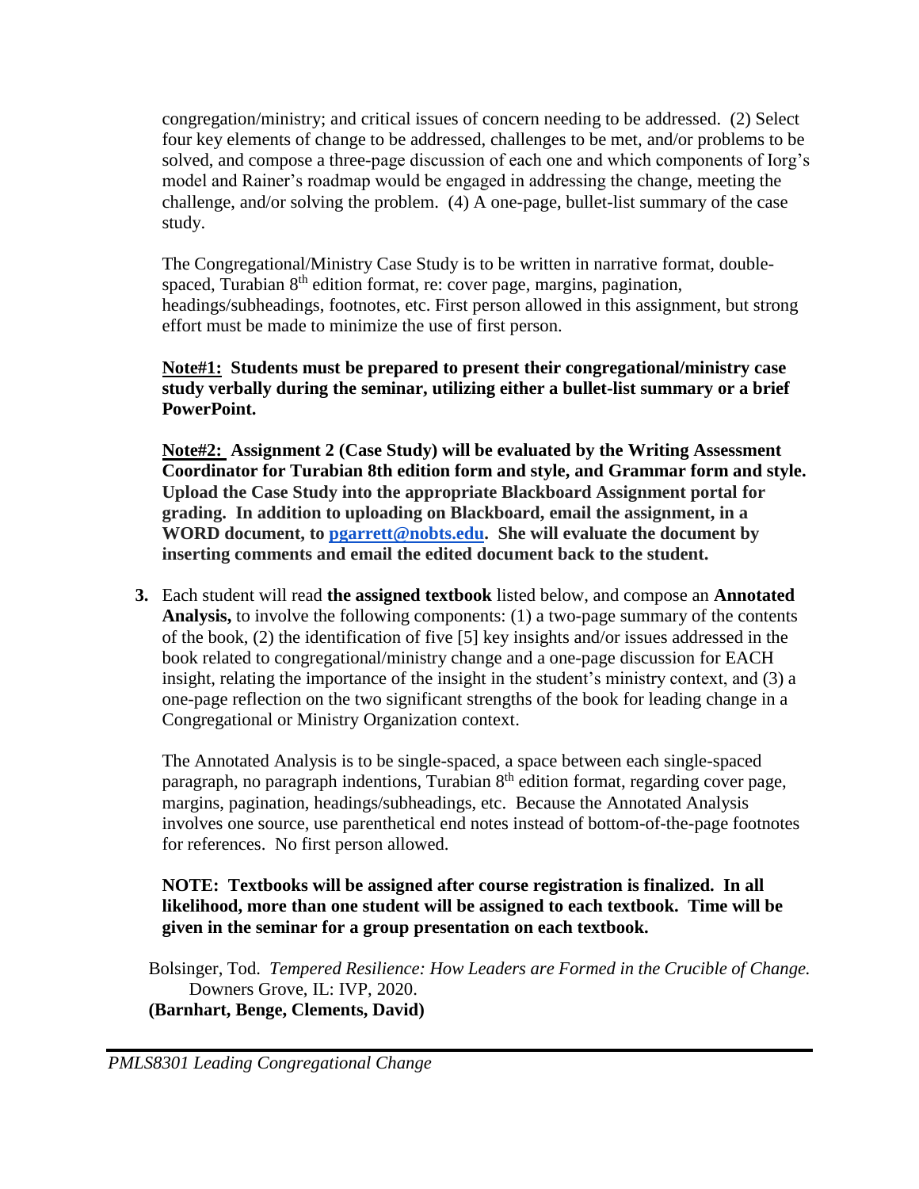congregation/ministry; and critical issues of concern needing to be addressed. (2) Select four key elements of change to be addressed, challenges to be met, and/or problems to be solved, and compose a three-page discussion of each one and which components of Iorg's model and Rainer's roadmap would be engaged in addressing the change, meeting the challenge, and/or solving the problem. (4) A one-page, bullet-list summary of the case study.

The Congregational/Ministry Case Study is to be written in narrative format, double-spaced, Turabian 8th edition format, re: cover page, margins, pagination, headings/subheadings, footnotes, etc. First person allowed in this assignment, but strong effort must be made to minimize the use of first person.

**<u>Note#1:</u> Students must be prepared to present their congregational/ministry case study verbally during the seminar, utilizing either a bullet-list summary or a brief PowerPoint.**

**<u>Note#2:</u> Assignment 2 (Case Study) will be evaluated by the Writing Assessment Coordinator for Turabian 8th edition form and style, and Grammar form and style. Upload the Case Study into the appropriate Blackboard Assignment portal for grading. In addition to uploading on Blackboard, email the assignment, in a WORD document, to [pgarrett@nobts.edu](mailto:pgarrett@nobts.edu). She will evaluate the document by inserting comments and email the edited document back to the student.**

3. Each student will read **the assigned textbook** listed below, and compose an **Annotated Analysis,** to involve the following components: (1) a two-page summary of the contents of the book, (2) the identification of five [5] key insights and/or issues addressed in the book related to congregational/ministry change and a one-page discussion for EACH insight, relating the importance of the insight in the student's ministry context, and (3) a one-page reflection on the two significant strengths of the book for leading change in a Congregational or Ministry Organization context.

   The Annotated Analysis is to be single-spaced, a space between each single-spaced paragraph, no paragraph indentions, Turabian 8th edition format, regarding cover page, margins, pagination, headings/subheadings, etc. Because the Annotated Analysis involves one source, use parenthetical end notes instead of bottom-of-the-page footnotes for references. No first person allowed.

   **NOTE: Textbooks will be assigned after course registration is finalized. In all likelihood, more than one student will be assigned to each textbook. Time will be given in the seminar for a group presentation on each textbook.**

Bolsinger, Tod. *Tempered Resilience: How Leaders are Formed in the Crucible of Change.* Downers Grove, IL: IVP, 2020.
**(Barnhart, Benge, Clements, David)**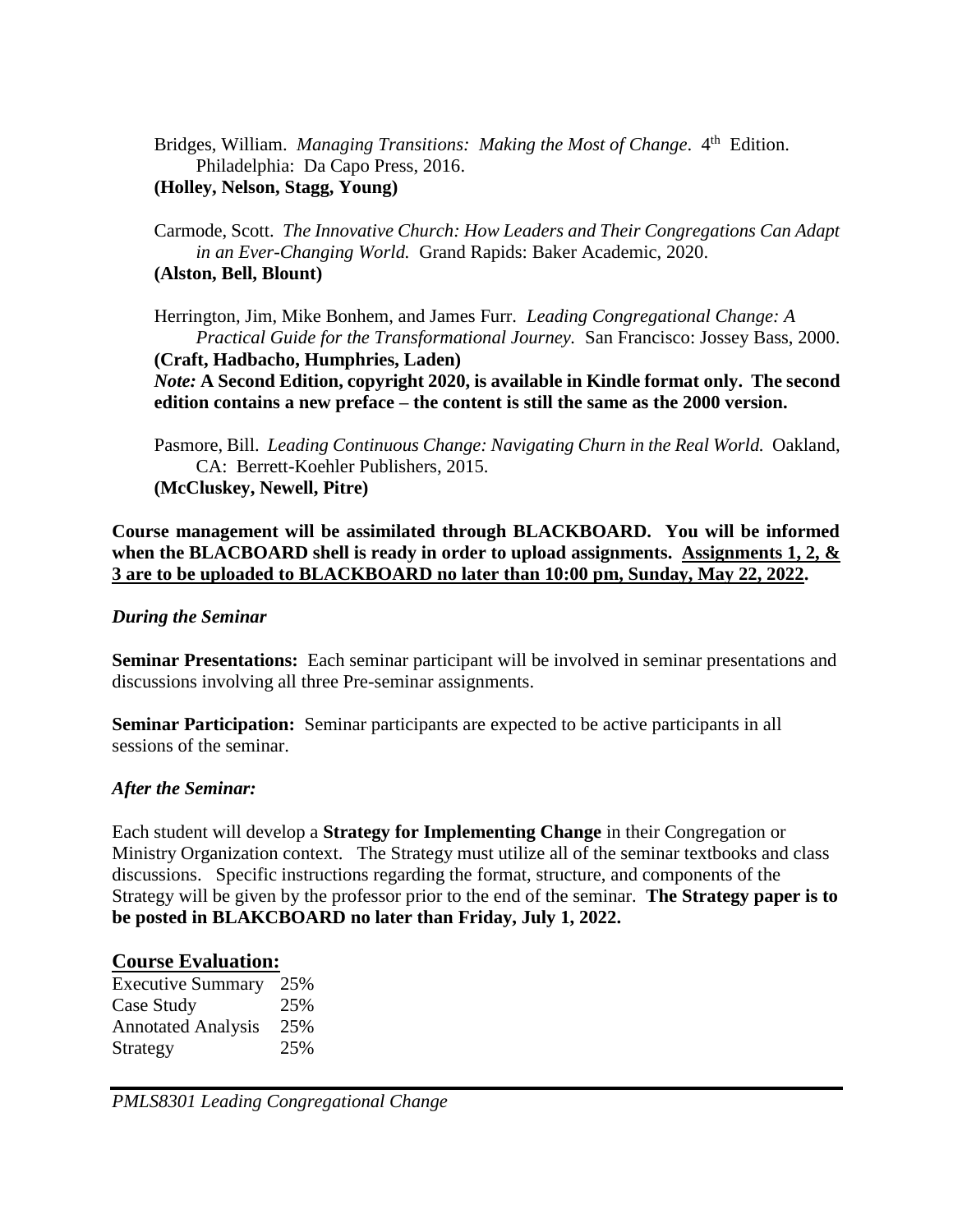Bridges, William. *Managing Transitions: Making the Most of Change*. 4th Edition. Philadelphia: Da Capo Press, 2016.
**(Holley, Nelson, Stagg, Young)**

Carmode, Scott. *The Innovative Church: How Leaders and Their Congregations Can Adapt in an Ever-Changing World.* Grand Rapids: Baker Academic, 2020.
**(Alston, Bell, Blount)**

Herrington, Jim, Mike Bonhem, and James Furr. *Leading Congregational Change: A Practical Guide for the Transformational Journey.* San Francisco: Jossey Bass, 2000.
**(Craft, Hadbacho, Humphries, Laden)**
***Note:* A Second Edition, copyright 2020, is available in Kindle format only. The second edition contains a new preface – the content is still the same as the 2000 version.**

Pasmore, Bill. *Leading Continuous Change: Navigating Churn in the Real World.* Oakland, CA: Berrett-Koehler Publishers, 2015.
**(McCluskey, Newell, Pitre)**

**Course management will be assimilated through BLACKBOARD. You will be informed when the BLACBOARD shell is ready in order to upload assignments. <u>Assignments 1, 2, & 3 are to be uploaded to BLACKBOARD no later than 10:00 pm, Sunday, May 22, 2022</u>.**

*During the Seminar*

**Seminar Presentations:** Each seminar participant will be involved in seminar presentations and discussions involving all three Pre-seminar assignments.

**Seminar Participation:** Seminar participants are expected to be active participants in all sessions of the seminar.

*After the Seminar:*

Each student will develop a **Strategy for Implementing Change** in their Congregation or Ministry Organization context. The Strategy must utilize all of the seminar textbooks and class discussions. Specific instructions regarding the format, structure, and components of the Strategy will be given by the professor prior to the end of the seminar. **The Strategy paper is to be posted in BLAKCBOARD no later than Friday, July 1, 2022.**

## Course Evaluation:

| | |
|---|---|
| Executive Summary | 25% |
| Case Study | 25% |
| Annotated Analysis | 25% |
| Strategy | 25% |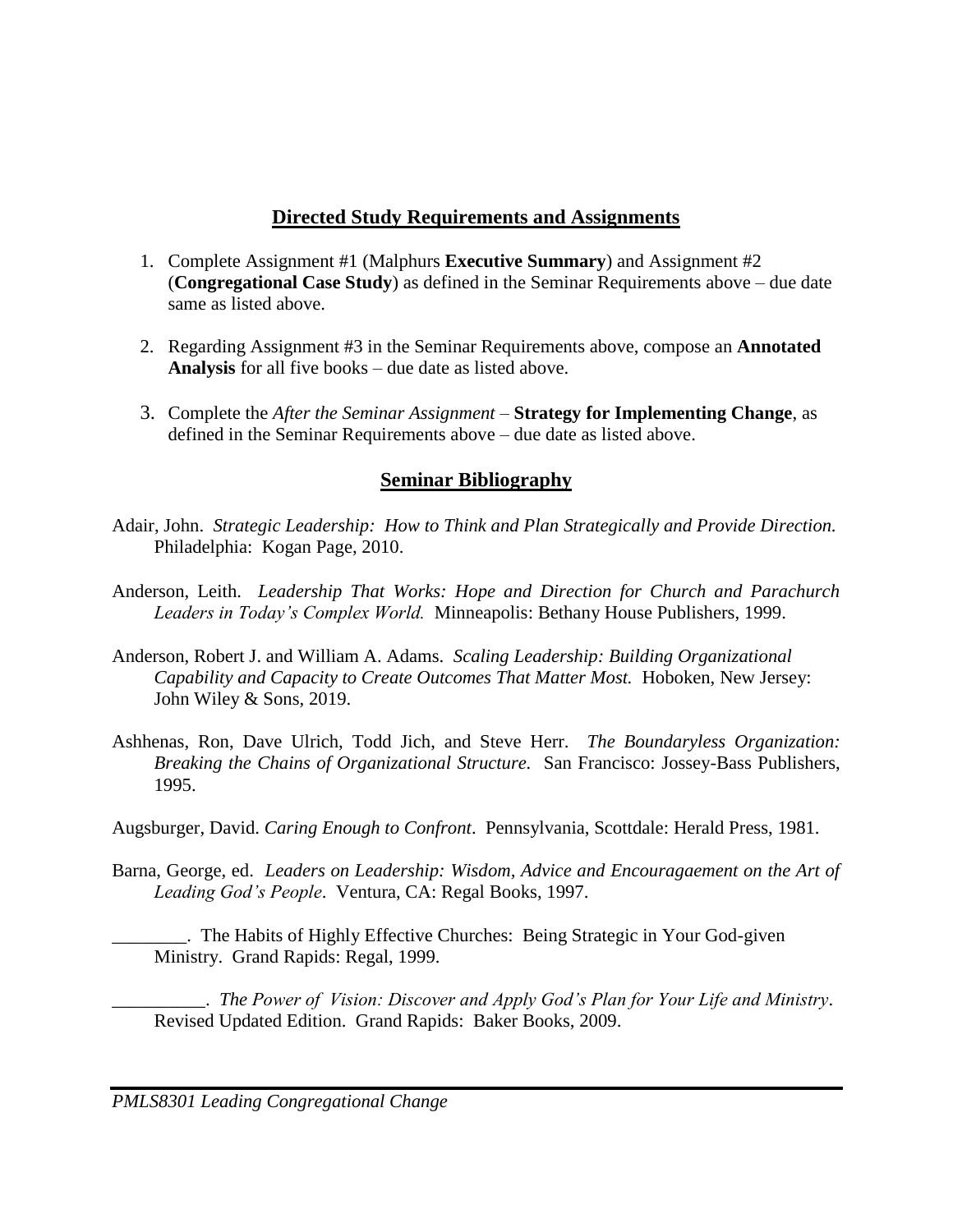## Directed Study Requirements and Assignments

1. Complete Assignment #1 (Malphurs **Executive Summary**) and Assignment #2 (**Congregational Case Study**) as defined in the Seminar Requirements above – due date same as listed above.

2. Regarding Assignment #3 in the Seminar Requirements above, compose an **Annotated Analysis** for all five books – due date as listed above.

3. Complete the *After the Seminar Assignment* – **Strategy for Implementing Change**, as defined in the Seminar Requirements above – due date as listed above.

## Seminar Bibliography

Adair, John. *Strategic Leadership: How to Think and Plan Strategically and Provide Direction.* Philadelphia: Kogan Page, 2010.

Anderson, Leith. *Leadership That Works: Hope and Direction for Church and Parachurch Leaders in Today's Complex World.* Minneapolis: Bethany House Publishers, 1999.

Anderson, Robert J. and William A. Adams. *Scaling Leadership: Building Organizational Capability and Capacity to Create Outcomes That Matter Most.* Hoboken, New Jersey: John Wiley & Sons, 2019.

Ashhenas, Ron, Dave Ulrich, Todd Jich, and Steve Herr. *The Boundaryless Organization: Breaking the Chains of Organizational Structure.* San Francisco: Jossey-Bass Publishers, 1995.

Augsburger, David. *Caring Enough to Confront*. Pennsylvania, Scottdale: Herald Press, 1981.

Barna, George, ed. *Leaders on Leadership: Wisdom, Advice and Encouragaement on the Art of Leading God's People*. Ventura, CA: Regal Books, 1997.

________. The Habits of Highly Effective Churches: Being Strategic in Your God-given Ministry. Grand Rapids: Regal, 1999.

__________. *The Power of Vision: Discover and Apply God's Plan for Your Life and Ministry*. Revised Updated Edition. Grand Rapids: Baker Books, 2009.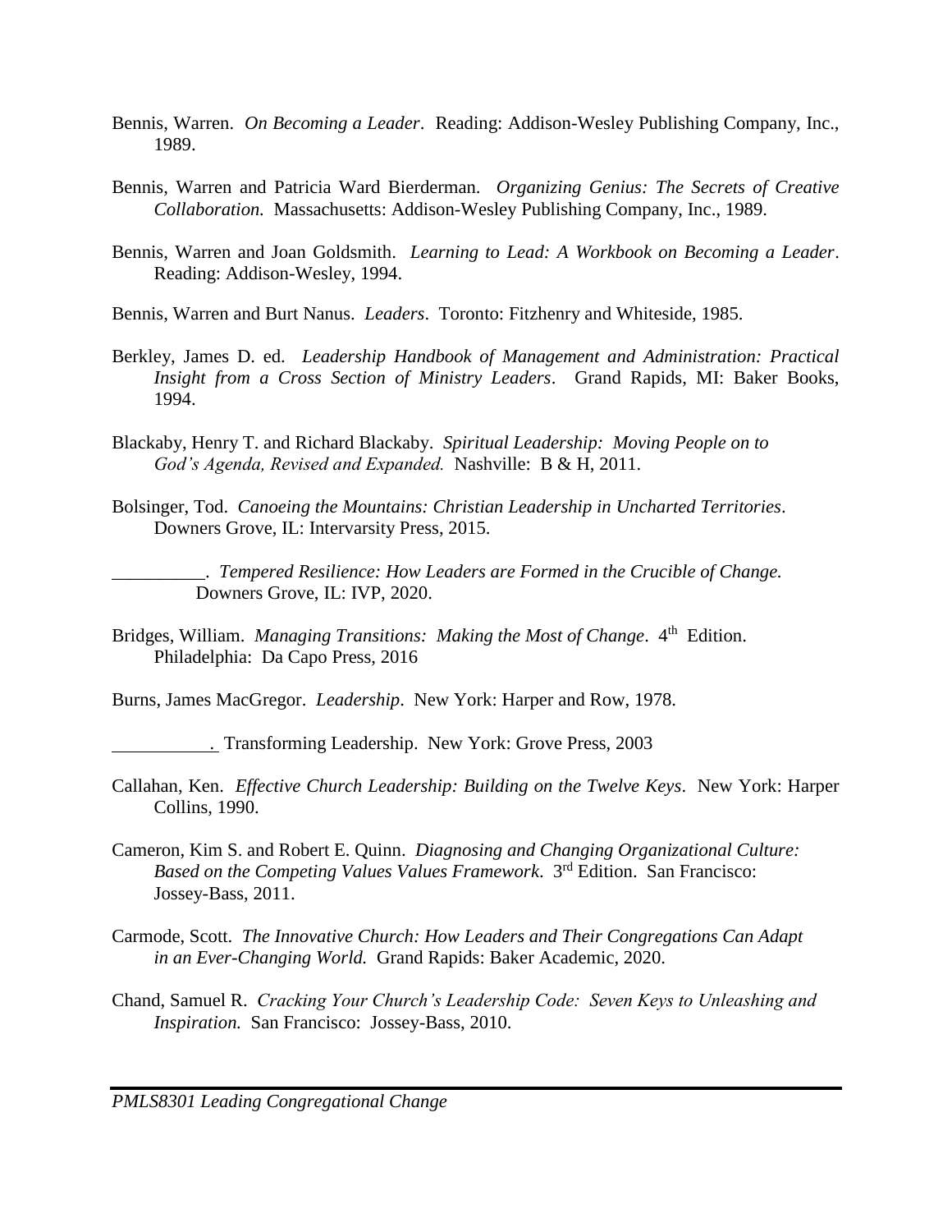Bennis, Warren. *On Becoming a Leader*. Reading: Addison-Wesley Publishing Company, Inc., 1989.

Bennis, Warren and Patricia Ward Bierderman. *Organizing Genius: The Secrets of Creative Collaboration.* Massachusetts: Addison-Wesley Publishing Company, Inc., 1989.

Bennis, Warren and Joan Goldsmith. *Learning to Lead: A Workbook on Becoming a Leader*. Reading: Addison-Wesley, 1994.

Bennis, Warren and Burt Nanus. *Leaders*. Toronto: Fitzhenry and Whiteside, 1985.

Berkley, James D. ed. *Leadership Handbook of Management and Administration: Practical Insight from a Cross Section of Ministry Leaders*. Grand Rapids, MI: Baker Books, 1994.

Blackaby, Henry T. and Richard Blackaby. *Spiritual Leadership: Moving People on to God's Agenda, Revised and Expanded.* Nashville: B & H, 2011.

Bolsinger, Tod. *Canoeing the Mountains: Christian Leadership in Uncharted Territories*. Downers Grove, IL: Intervarsity Press, 2015.

__________. *Tempered Resilience: How Leaders are Formed in the Crucible of Change.* Downers Grove, IL: IVP, 2020.

Bridges, William. *Managing Transitions: Making the Most of Change*. 4th Edition. Philadelphia: Da Capo Press, 2016

Burns, James MacGregor. *Leadership*. New York: Harper and Row, 1978.

__________. Transforming Leadership. New York: Grove Press, 2003

Callahan, Ken. *Effective Church Leadership: Building on the Twelve Keys*. New York: Harper Collins, 1990.

Cameron, Kim S. and Robert E. Quinn. *Diagnosing and Changing Organizational Culture: Based on the Competing Values Values Framework*. 3rd Edition. San Francisco: Jossey-Bass, 2011.

Carmode, Scott. *The Innovative Church: How Leaders and Their Congregations Can Adapt in an Ever-Changing World.* Grand Rapids: Baker Academic, 2020.

Chand, Samuel R. *Cracking Your Church's Leadership Code: Seven Keys to Unleashing and Inspiration.* San Francisco: Jossey-Bass, 2010.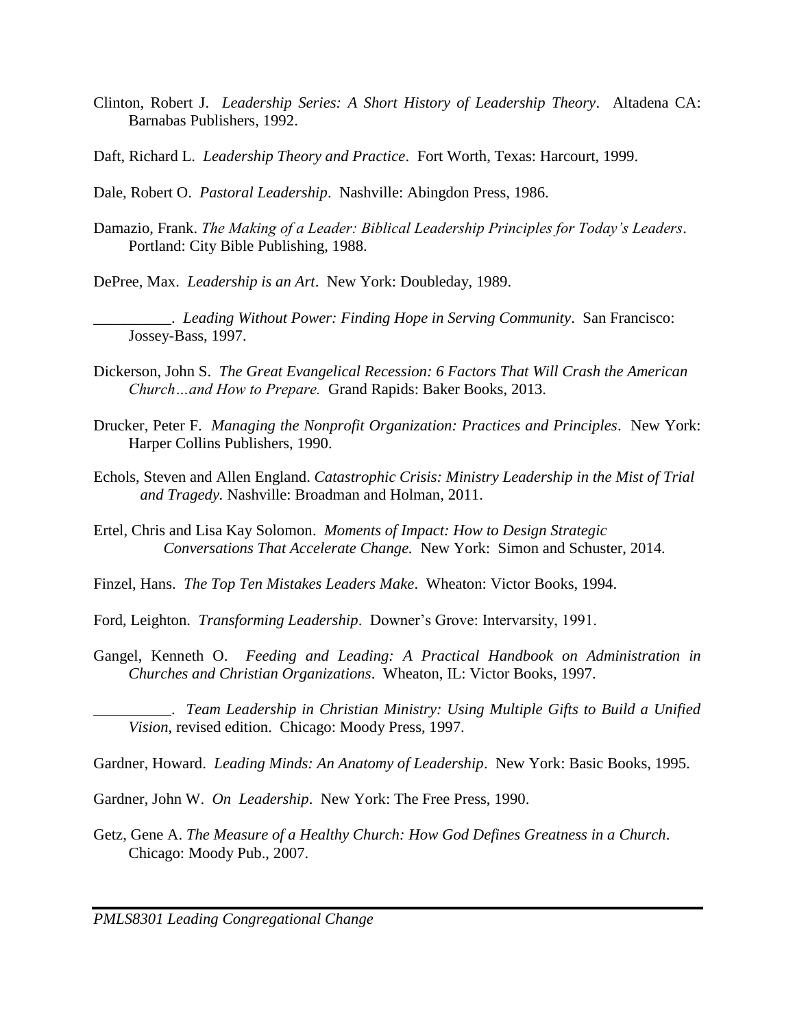Clinton, Robert J. *Leadership Series: A Short History of Leadership Theory*. Altadena CA: Barnabas Publishers, 1992.

Daft, Richard L. *Leadership Theory and Practice*. Fort Worth, Texas: Harcourt, 1999.

Dale, Robert O. *Pastoral Leadership*. Nashville: Abingdon Press, 1986.

Damazio, Frank. *The Making of a Leader: Biblical Leadership Principles for Today's Leaders*. Portland: City Bible Publishing, 1988.

DePree, Max. *Leadership is an Art*. New York: Doubleday, 1989.

__________. *Leading Without Power: Finding Hope in Serving Community*. San Francisco: Jossey-Bass, 1997.

Dickerson, John S. *The Great Evangelical Recession: 6 Factors That Will Crash the American Church…and How to Prepare.* Grand Rapids: Baker Books, 2013.

Drucker, Peter F. *Managing the Nonprofit Organization: Practices and Principles*. New York: Harper Collins Publishers, 1990.

Echols, Steven and Allen England. *Catastrophic Crisis: Ministry Leadership in the Mist of Trial and Tragedy.* Nashville: Broadman and Holman, 2011.

Ertel, Chris and Lisa Kay Solomon. *Moments of Impact: How to Design Strategic Conversations That Accelerate Change.* New York: Simon and Schuster, 2014.

Finzel, Hans. *The Top Ten Mistakes Leaders Make*. Wheaton: Victor Books, 1994.

Ford, Leighton. *Transforming Leadership*. Downer's Grove: Intervarsity, 1991.

Gangel, Kenneth O. *Feeding and Leading: A Practical Handbook on Administration in Churches and Christian Organizations*. Wheaton, IL: Victor Books, 1997.

__________. *Team Leadership in Christian Ministry: Using Multiple Gifts to Build a Unified Vision*, revised edition. Chicago: Moody Press, 1997.

Gardner, Howard. *Leading Minds: An Anatomy of Leadership*. New York: Basic Books, 1995.

Gardner, John W. *On Leadership*. New York: The Free Press, 1990.

Getz, Gene A. *The Measure of a Healthy Church: How God Defines Greatness in a Church*. Chicago: Moody Pub., 2007.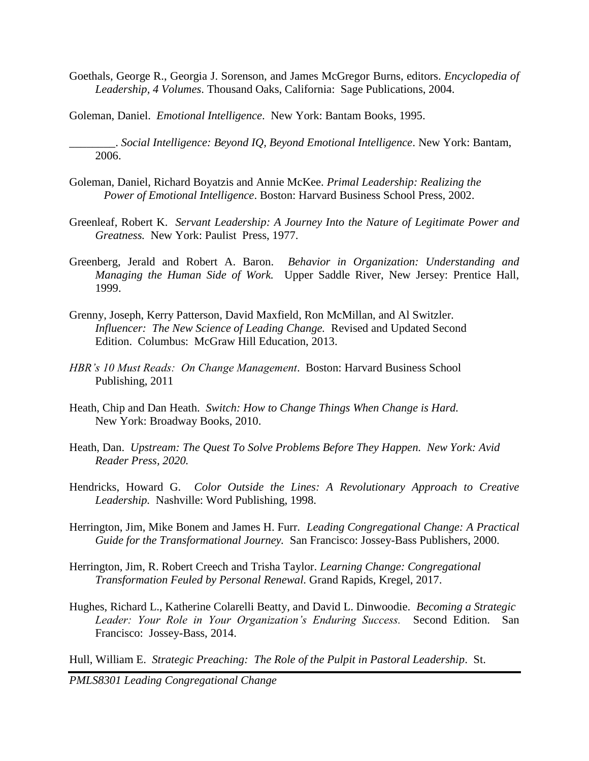Goethals, George R., Georgia J. Sorenson, and James McGregor Burns, editors. *Encyclopedia of Leadership, 4 Volumes*. Thousand Oaks, California: Sage Publications, 2004.

Goleman, Daniel. *Emotional Intelligence*. New York: Bantam Books, 1995.

________. *Social Intelligence: Beyond IQ, Beyond Emotional Intelligence*. New York: Bantam, 2006.

Goleman, Daniel, Richard Boyatzis and Annie McKee. *Primal Leadership: Realizing the Power of Emotional Intelligence*. Boston: Harvard Business School Press, 2002.

Greenleaf, Robert K. *Servant Leadership: A Journey Into the Nature of Legitimate Power and Greatness.* New York: Paulist Press, 1977.

Greenberg, Jerald and Robert A. Baron. *Behavior in Organization: Understanding and Managing the Human Side of Work.* Upper Saddle River, New Jersey: Prentice Hall, 1999.

Grenny, Joseph, Kerry Patterson, David Maxfield, Ron McMillan, and Al Switzler. *Influencer: The New Science of Leading Change.* Revised and Updated Second Edition. Columbus: McGraw Hill Education, 2013.

*HBR's 10 Must Reads: On Change Management*. Boston: Harvard Business School Publishing, 2011

Heath, Chip and Dan Heath. *Switch: How to Change Things When Change is Hard.* New York: Broadway Books, 2010.

Heath, Dan. *Upstream: The Quest To Solve Problems Before They Happen. New York: Avid Reader Press, 2020.*

Hendricks, Howard G. *Color Outside the Lines: A Revolutionary Approach to Creative Leadership.* Nashville: Word Publishing, 1998.

Herrington, Jim, Mike Bonem and James H. Furr. *Leading Congregational Change: A Practical Guide for the Transformational Journey.* San Francisco: Jossey-Bass Publishers, 2000.

Herrington, Jim, R. Robert Creech and Trisha Taylor. *Learning Change: Congregational Transformation Feuled by Personal Renewal.* Grand Rapids, Kregel, 2017.

Hughes, Richard L., Katherine Colarelli Beatty, and David L. Dinwoodie. *Becoming a Strategic Leader: Your Role in Your Organization's Enduring Success.* Second Edition. San Francisco: Jossey-Bass, 2014.

Hull, William E. *Strategic Preaching: The Role of the Pulpit in Pastoral Leadership*. St.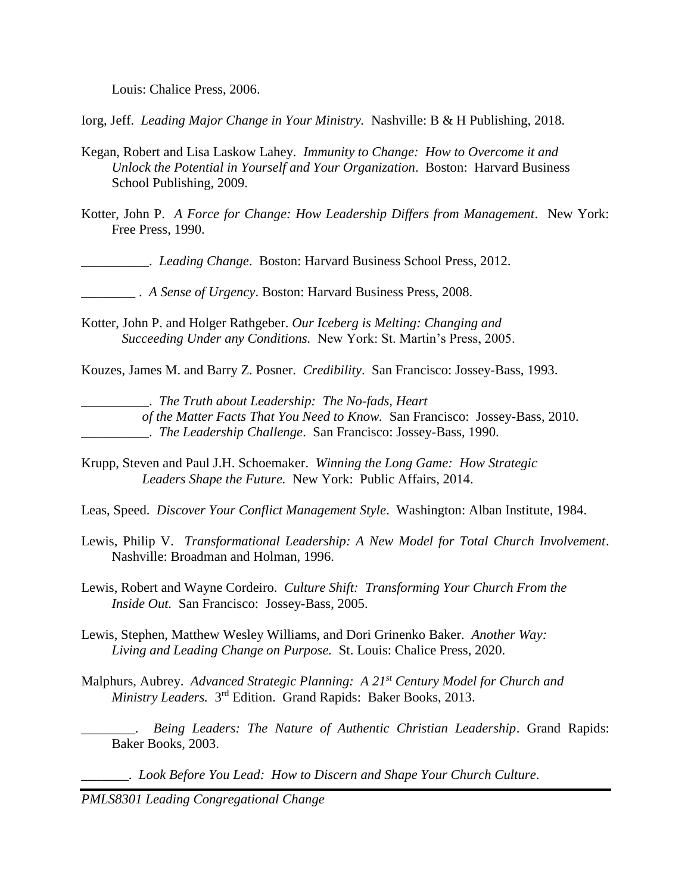Louis: Chalice Press, 2006.

Iorg, Jeff. *Leading Major Change in Your Ministry.* Nashville: B & H Publishing, 2018.

Kegan, Robert and Lisa Laskow Lahey. *Immunity to Change: How to Overcome it and Unlock the Potential in Yourself and Your Organization*. Boston: Harvard Business School Publishing, 2009.

Kotter, John P. *A Force for Change: How Leadership Differs from Management*. New York: Free Press, 1990.

__________. *Leading Change*. Boston: Harvard Business School Press, 2012.

________ . *A Sense of Urgency*. Boston: Harvard Business Press, 2008.

Kotter, John P. and Holger Rathgeber. *Our Iceberg is Melting: Changing and Succeeding Under any Conditions.* New York: St. Martin's Press, 2005.

Kouzes, James M. and Barry Z. Posner. *Credibility*. San Francisco: Jossey-Bass, 1993.

__________. *The Truth about Leadership: The No-fads, Heart of the Matter Facts That You Need to Know.* San Francisco: Jossey-Bass, 2010.

__________. *The Leadership Challenge*. San Francisco: Jossey-Bass, 1990.

Krupp, Steven and Paul J.H. Schoemaker. *Winning the Long Game: How Strategic Leaders Shape the Future.* New York: Public Affairs, 2014.

Leas, Speed. *Discover Your Conflict Management Style*. Washington: Alban Institute, 1984.

Lewis, Philip V. *Transformational Leadership: A New Model for Total Church Involvement*. Nashville: Broadman and Holman, 1996.

Lewis, Robert and Wayne Cordeiro. *Culture Shift: Transforming Your Church From the Inside Out.* San Francisco: Jossey-Bass, 2005.

Lewis, Stephen, Matthew Wesley Williams, and Dori Grinenko Baker. *Another Way: Living and Leading Change on Purpose.* St. Louis: Chalice Press, 2020.

Malphurs, Aubrey. *Advanced Strategic Planning: A 21st Century Model for Church and Ministry Leaders.* 3rd Edition. Grand Rapids: Baker Books, 2013.

________. *Being Leaders: The Nature of Authentic Christian Leadership*. Grand Rapids: Baker Books, 2003.

_______. *Look Before You Lead: How to Discern and Shape Your Church Culture*.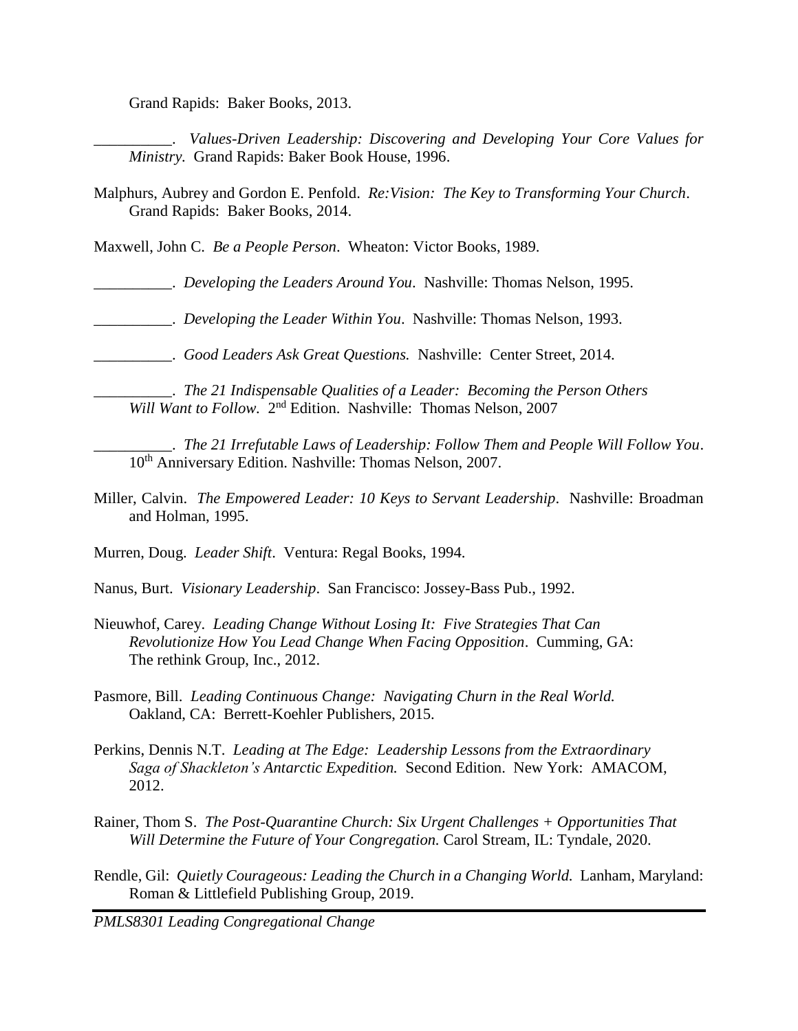Grand Rapids: Baker Books, 2013.

__________. *Values-Driven Leadership: Discovering and Developing Your Core Values for Ministry.* Grand Rapids: Baker Book House, 1996.

Malphurs, Aubrey and Gordon E. Penfold. *Re:Vision: The Key to Transforming Your Church*. Grand Rapids: Baker Books, 2014.

Maxwell, John C. *Be a People Person*. Wheaton: Victor Books, 1989.

__________. *Developing the Leaders Around You*. Nashville: Thomas Nelson, 1995.

__________. *Developing the Leader Within You*. Nashville: Thomas Nelson, 1993.

__________. *Good Leaders Ask Great Questions.* Nashville: Center Street, 2014.

__________. *The 21 Indispensable Qualities of a Leader: Becoming the Person Others Will Want to Follow*. 2nd Edition. Nashville: Thomas Nelson, 2007

__________. *The 21 Irrefutable Laws of Leadership: Follow Them and People Will Follow You*. 10th Anniversary Edition. Nashville: Thomas Nelson, 2007.

Miller, Calvin. *The Empowered Leader: 10 Keys to Servant Leadership*. Nashville: Broadman and Holman, 1995.

Murren, Doug. *Leader Shift*. Ventura: Regal Books, 1994.

Nanus, Burt. *Visionary Leadership*. San Francisco: Jossey-Bass Pub., 1992.

Nieuwhof, Carey. *Leading Change Without Losing It: Five Strategies That Can Revolutionize How You Lead Change When Facing Opposition*. Cumming, GA: The rethink Group, Inc., 2012.

Pasmore, Bill. *Leading Continuous Change: Navigating Churn in the Real World.* Oakland, CA: Berrett-Koehler Publishers, 2015.

Perkins, Dennis N.T. *Leading at The Edge: Leadership Lessons from the Extraordinary Saga of Shackleton's Antarctic Expedition.* Second Edition. New York: AMACOM, 2012.

Rainer, Thom S. *The Post-Quarantine Church: Six Urgent Challenges + Opportunities That Will Determine the Future of Your Congregation.* Carol Stream, IL: Tyndale, 2020.

Rendle, Gil: *Quietly Courageous: Leading the Church in a Changing World.* Lanham, Maryland: Roman & Littlefield Publishing Group, 2019.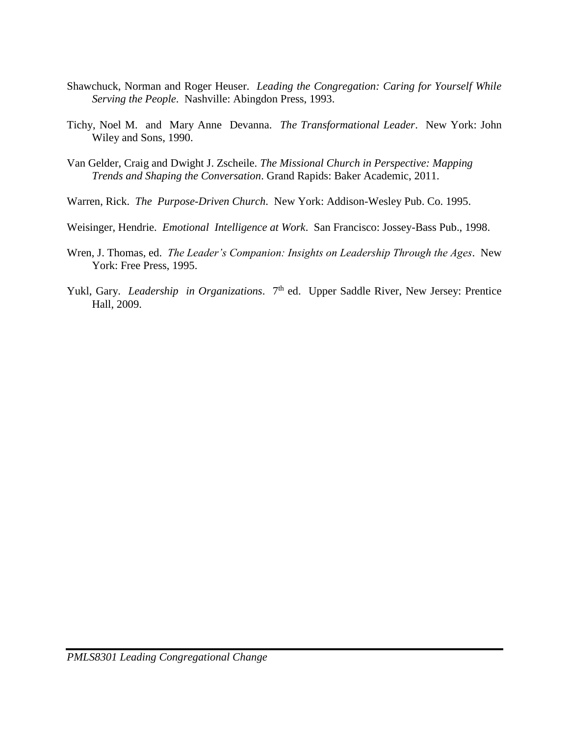Shawchuck, Norman and Roger Heuser. *Leading the Congregation: Caring for Yourself While Serving the People*. Nashville: Abingdon Press, 1993.

Tichy, Noel M. and Mary Anne Devanna. *The Transformational Leader*. New York: John Wiley and Sons, 1990.

Van Gelder, Craig and Dwight J. Zscheile. *The Missional Church in Perspective: Mapping Trends and Shaping the Conversation*. Grand Rapids: Baker Academic, 2011.

Warren, Rick. *The Purpose-Driven Church*. New York: Addison-Wesley Pub. Co. 1995.

Weisinger, Hendrie. *Emotional Intelligence at Work*. San Francisco: Jossey-Bass Pub., 1998.

Wren, J. Thomas, ed. *The Leader's Companion: Insights on Leadership Through the Ages*. New York: Free Press, 1995.

Yukl, Gary. *Leadership in Organizations*. 7th ed. Upper Saddle River, New Jersey: Prentice Hall, 2009.